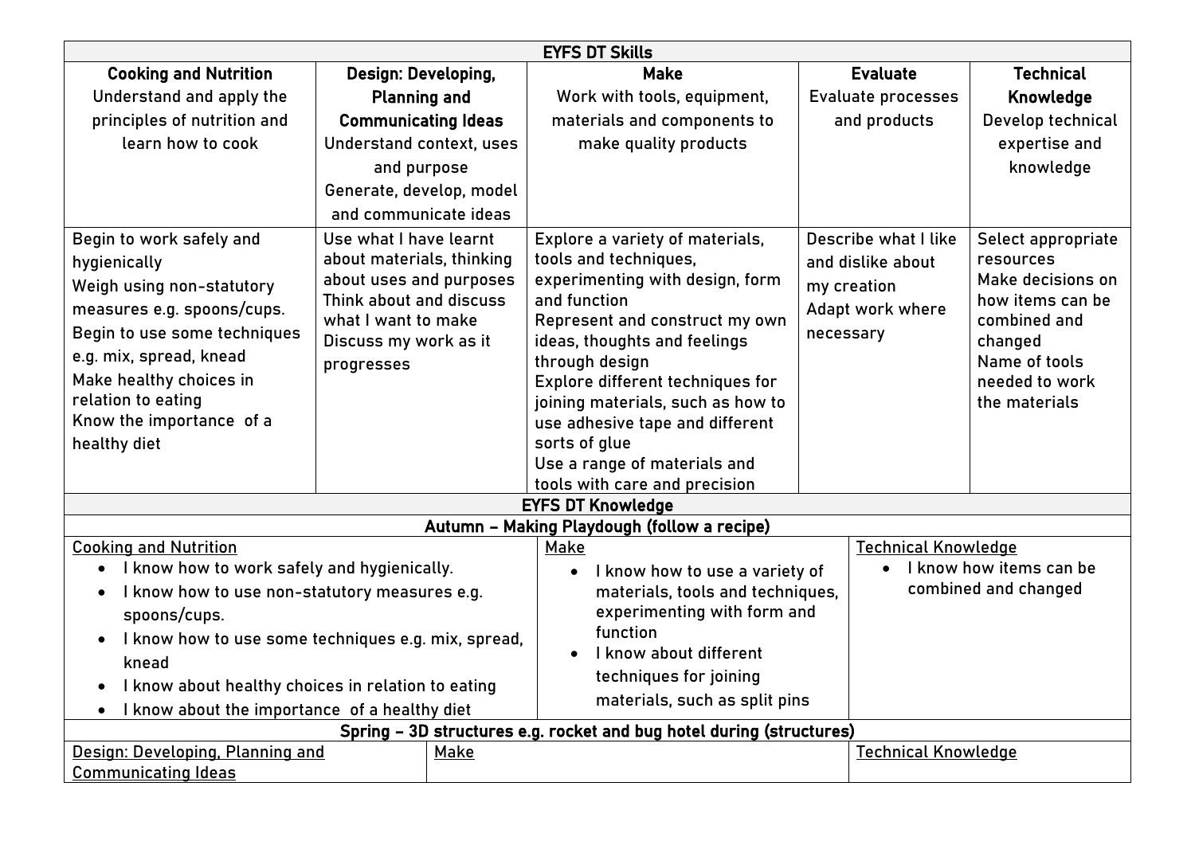| EYFS DT Skills | | | | |
|---|---|---|---|---|
| **Cooking and Nutrition**<br>Understand and apply the principles of nutrition and learn how to cook | **Design: Developing, Planning and Communicating Ideas**<br>Understand context, uses and purpose<br>Generate, develop, model and communicate ideas | **Make**<br>Work with tools, equipment, materials and components to make quality products | **Evaluate**<br>Evaluate processes and products | **Technical Knowledge**<br>Develop technical expertise and knowledge |
| Begin to work safely and hygienically<br>Weigh using non-statutory measures e.g. spoons/cups.<br>Begin to use some techniques e.g. mix, spread, knead<br>Make healthy choices in relation to eating<br>Know the importance of a healthy diet | Use what I have learnt about materials, thinking about uses and purposes<br>Think about and discuss what I want to make<br>Discuss my work as it progresses | Explore a variety of materials, tools and techniques, experimenting with design, form and function<br>Represent and construct my own ideas, thoughts and feelings through design<br>Explore different techniques for joining materials, such as how to use adhesive tape and different sorts of glue<br>Use a range of materials and tools with care and precision | Describe what I like and dislike about my creation<br>Adapt work where necessary | Select appropriate resources<br>Make decisions on how items can be combined and changed<br>Name of tools needed to work the materials |

| EYFS DT Knowledge | | |
|---|---|---|
| **Autumn – Making Playdough (follow a recipe)** | | |
| <u>Cooking and Nutrition</u><br>• I know how to work safely and hygienically.<br>• I know how to use non-statutory measures e.g. spoons/cups.<br>• I know how to use some techniques e.g. mix, spread, knead<br>• I know about healthy choices in relation to eating<br>• I know about the importance of a healthy diet | <u>Make</u><br>• I know how to use a variety of materials, tools and techniques, experimenting with form and function<br>• I know about different techniques for joining materials, such as split pins | <u>Technical Knowledge</u><br>• I know how items can be combined and changed |
| **Spring – 3D structures e.g. rocket and bug hotel during (structures)** | | |
| <u>Design: Developing, Planning and Communicating Ideas</u> | <u>Make</u> | <u>Technical Knowledge</u> |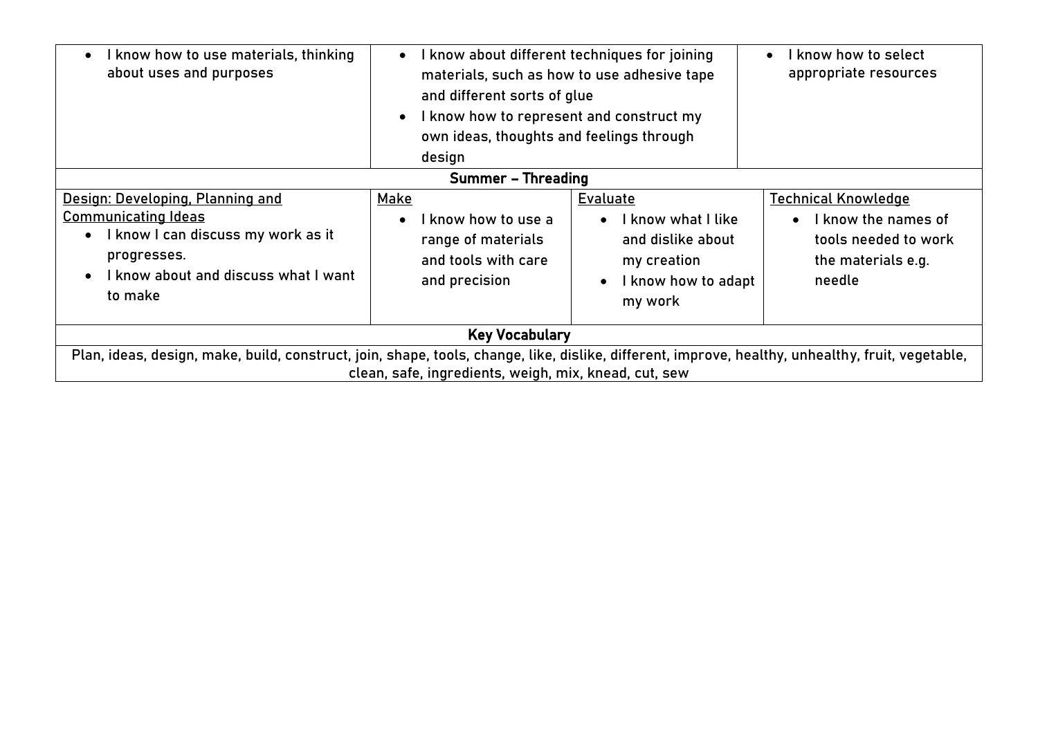| | | |
|---|---|---|
| • I know how to use materials, thinking about uses and purposes | • I know about different techniques for joining materials, such as how to use adhesive tape and different sorts of glue<br>• I know how to represent and construct my own ideas, thoughts and feelings through design | • I know how to select appropriate resources |

**Summer – Threading**

| Design: Developing, Planning and Communicating Ideas | Make | Evaluate | Technical Knowledge |
|---|---|---|---|
| • I know I can discuss my work as it progresses.<br>• I know about and discuss what I want to make | • I know how to use a range of materials and tools with care and precision | • I know what I like and dislike about my creation<br>• I know how to adapt my work | • I know the names of tools needed to work the materials e.g. needle |

**Key Vocabulary**

Plan, ideas, design, make, build, construct, join, shape, tools, change, like, dislike, different, improve, healthy, unhealthy, fruit, vegetable, clean, safe, ingredients, weigh, mix, knead, cut, sew